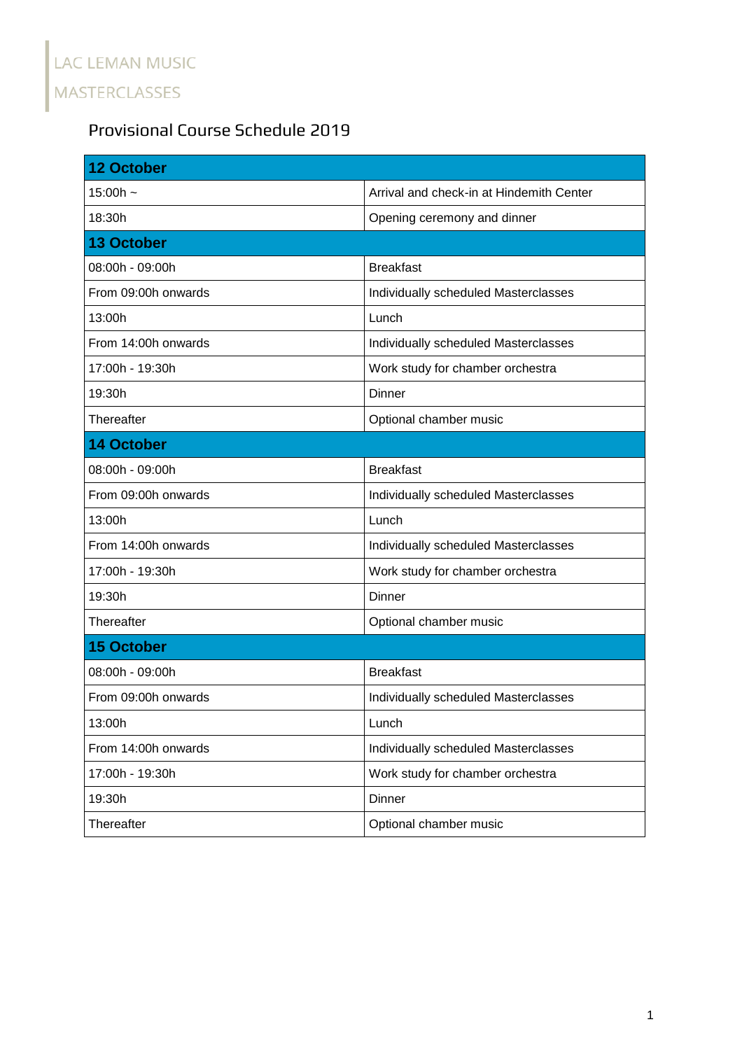LAC LEMAN MUSIC MASTERCLASSES

# Provisional Course Schedule 2019

| **12 October** | |
|---|---|
| 15:00h ~ | Arrival and check-in at Hindemith Center |
| 18:30h | Opening ceremony and dinner |
| **13 October** | |
| 08:00h - 09:00h | Breakfast |
| From 09:00h onwards | Individually scheduled Masterclasses |
| 13:00h | Lunch |
| From 14:00h onwards | Individually scheduled Masterclasses |
| 17:00h - 19:30h | Work study for chamber orchestra |
| 19:30h | Dinner |
| Thereafter | Optional chamber music |
| **14 October** | |
| 08:00h - 09:00h | Breakfast |
| From 09:00h onwards | Individually scheduled Masterclasses |
| 13:00h | Lunch |
| From 14:00h onwards | Individually scheduled Masterclasses |
| 17:00h - 19:30h | Work study for chamber orchestra |
| 19:30h | Dinner |
| Thereafter | Optional chamber music |
| **15 October** | |
| 08:00h - 09:00h | Breakfast |
| From 09:00h onwards | Individually scheduled Masterclasses |
| 13:00h | Lunch |
| From 14:00h onwards | Individually scheduled Masterclasses |
| 17:00h - 19:30h | Work study for chamber orchestra |
| 19:30h | Dinner |
| Thereafter | Optional chamber music |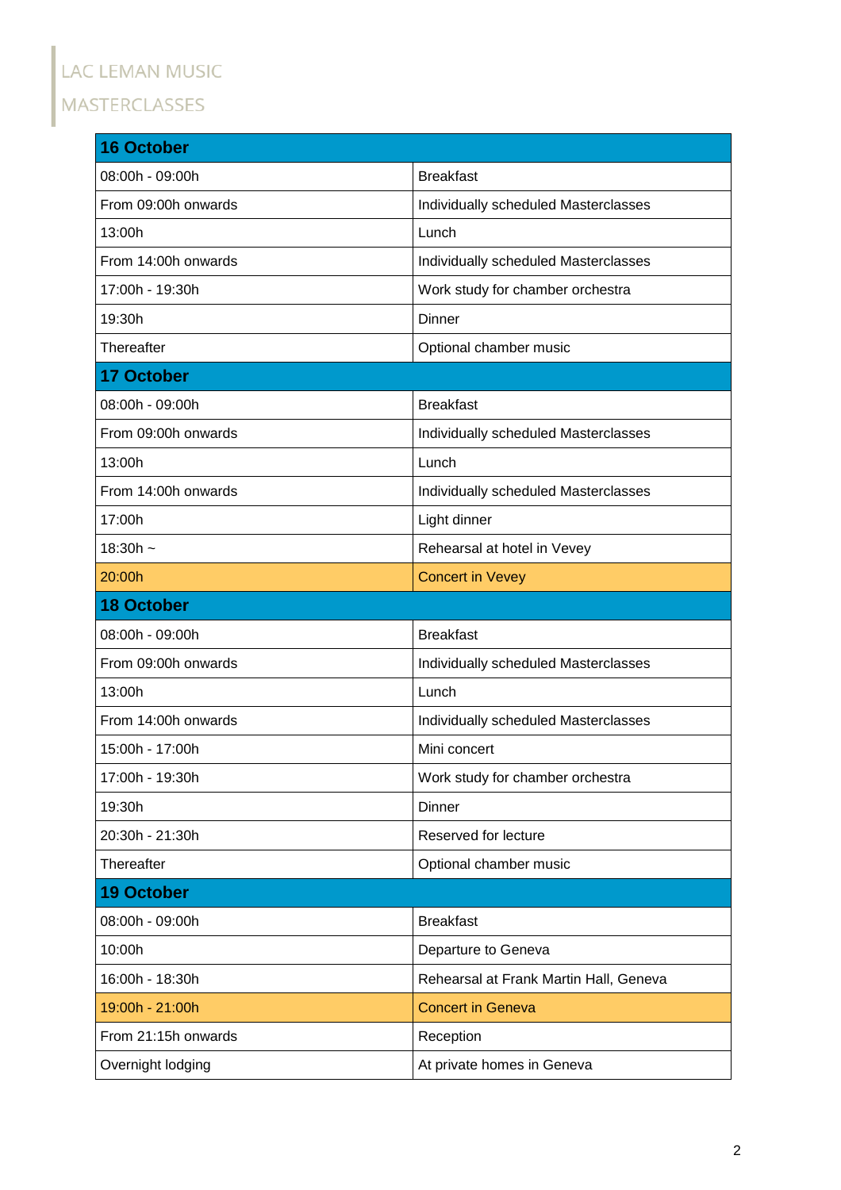LAC LEMAN MUSIC MASTERCLASSES

| | |
|---|---|
| **16 October** | |
| 08:00h - 09:00h | Breakfast |
| From 09:00h onwards | Individually scheduled Masterclasses |
| 13:00h | Lunch |
| From 14:00h onwards | Individually scheduled Masterclasses |
| 17:00h - 19:30h | Work study for chamber orchestra |
| 19:30h | Dinner |
| Thereafter | Optional chamber music |
| **17 October** | |
| 08:00h - 09:00h | Breakfast |
| From 09:00h onwards | Individually scheduled Masterclasses |
| 13:00h | Lunch |
| From 14:00h onwards | Individually scheduled Masterclasses |
| 17:00h | Light dinner |
| 18:30h ~ | Rehearsal at hotel in Vevey |
| 20:00h | Concert in Vevey |
| **18 October** | |
| 08:00h - 09:00h | Breakfast |
| From 09:00h onwards | Individually scheduled Masterclasses |
| 13:00h | Lunch |
| From 14:00h onwards | Individually scheduled Masterclasses |
| 15:00h - 17:00h | Mini concert |
| 17:00h - 19:30h | Work study for chamber orchestra |
| 19:30h | Dinner |
| 20:30h - 21:30h | Reserved for lecture |
| Thereafter | Optional chamber music |
| **19 October** | |
| 08:00h - 09:00h | Breakfast |
| 10:00h | Departure to Geneva |
| 16:00h - 18:30h | Rehearsal at Frank Martin Hall, Geneva |
| 19:00h - 21:00h | Concert in Geneva |
| From 21:15h onwards | Reception |
| Overnight lodging | At private homes in Geneva |